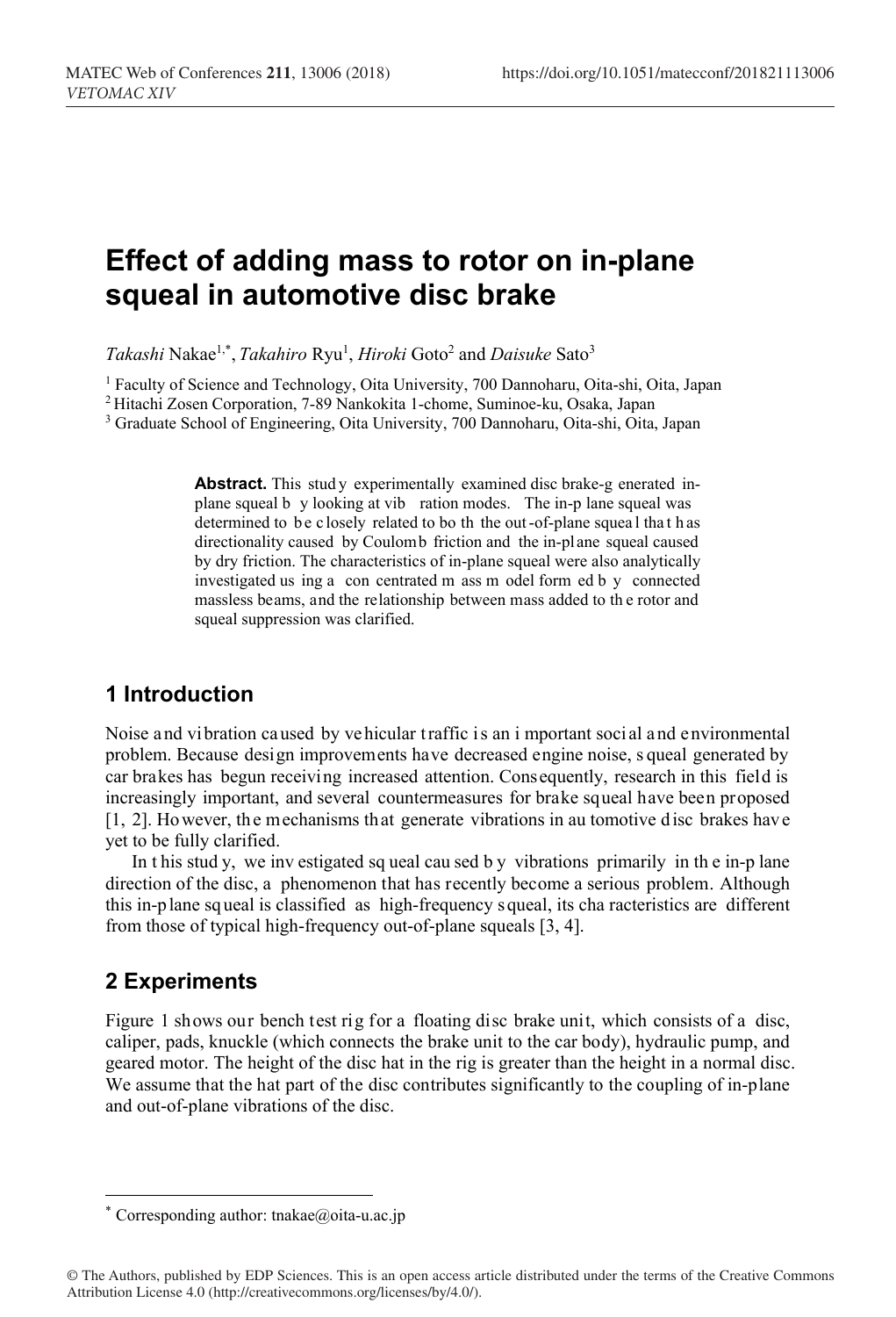# Effect of adding mass to rotor on in-plane squeal in automotive disc brake

*Takashi* Nakae[1,*], *Takahiro* Ryu[1], *Hiroki* Goto[2] and *Daisuke* Sato[3]

[1] Faculty of Science and Technology, Oita University, 700 Dannoharu, Oita-shi, Oita, Japan
[2] Hitachi Zosen Corporation, 7-89 Nankokita 1-chome, Suminoe-ku, Osaka, Japan
[3] Graduate School of Engineering, Oita University, 700 Dannoharu, Oita-shi, Oita, Japan

> **Abstract.** This study experimentally examined disc brake-generated in-plane squeal by looking at vibration modes. The in-plane squeal was determined to be closely related to both the out-of-plane squeal that has directionality caused by Coulomb friction and the in-plane squeal caused by dry friction. The characteristics of in-plane squeal were also analytically investigated using a concentrated mass model formed by connected massless beams, and the relationship between mass added to the rotor and squeal suppression was clarified.

## 1 Introduction

Noise and vibration caused by vehicular traffic is an important social and environmental problem. Because design improvements have decreased engine noise, squeal generated by car brakes has begun receiving increased attention. Consequently, research in this field is increasingly important, and several countermeasures for brake squeal have been proposed [1, 2]. However, the mechanisms that generate vibrations in automotive disc brakes have yet to be fully clarified.

In this study, we investigated squeal caused by vibrations primarily in the in-plane direction of the disc, a phenomenon that has recently become a serious problem. Although this in-plane squeal is classified as high-frequency squeal, its characteristics are different from those of typical high-frequency out-of-plane squeals [3, 4].

## 2 Experiments

Figure 1 shows our bench test rig for a floating disc brake unit, which consists of a disc, caliper, pads, knuckle (which connects the brake unit to the car body), hydraulic pump, and geared motor. The height of the disc hat in the rig is greater than the height in a normal disc. We assume that the hat part of the disc contributes significantly to the coupling of in-plane and out-of-plane vibrations of the disc.

* Corresponding author: tnakae@oita-u.ac.jp

© The Authors, published by EDP Sciences. This is an open access article distributed under the terms of the Creative Commons Attribution License 4.0 (http://creativecommons.org/licenses/by/4.0/).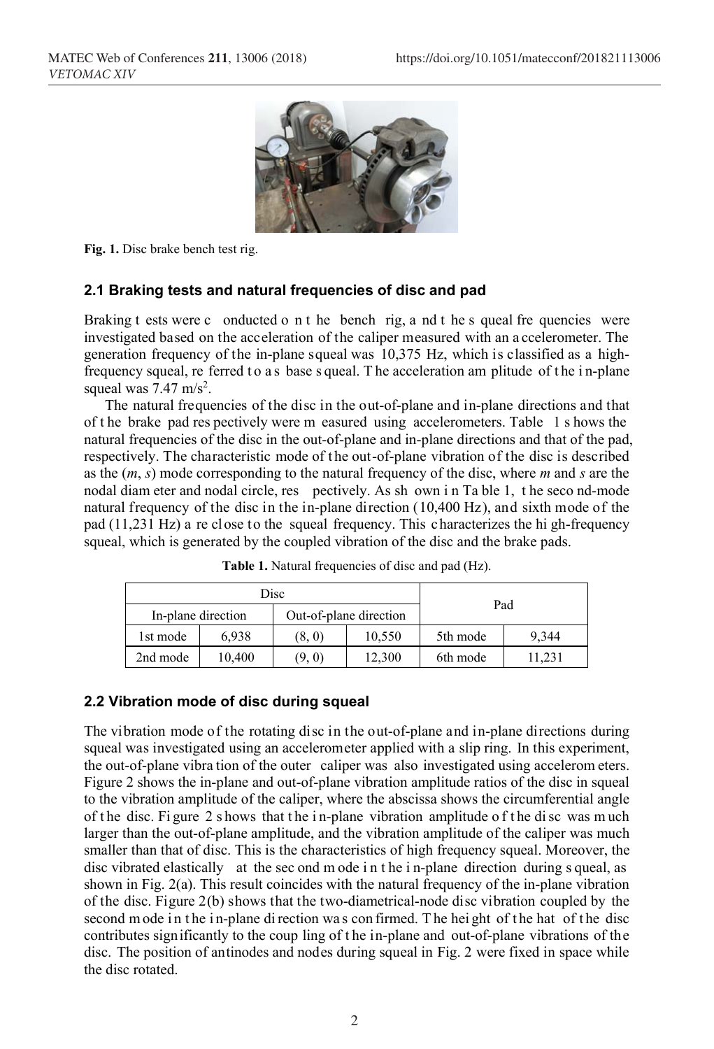**Fig. 1.** Disc brake bench test rig.

### 2.1 Braking tests and natural frequencies of disc and pad

Braking tests were conducted on the bench rig, and the squeal frequencies were investigated based on the acceleration of the caliper measured with an accelerometer. The generation frequency of the in-plane squeal was 10,375 Hz, which is classified as a high-frequency squeal, referred to as base squeal. The acceleration amplitude of the in-plane squeal was 7.47 m/s$^2$.

The natural frequencies of the disc in the out-of-plane and in-plane directions and that of the brake pad respectively were measured using accelerometers. Table 1 shows the natural frequencies of the disc in the out-of-plane and in-plane directions and that of the pad, respectively. The characteristic mode of the out-of-plane vibration of the disc is described as the ($m$, $s$) mode corresponding to the natural frequency of the disc, where $m$ and $s$ are the nodal diameter and nodal circle, respectively. As shown in Table 1, the second-mode natural frequency of the disc in the in-plane direction (10,400 Hz), and sixth mode of the pad (11,231 Hz) are close to the squeal frequency. This characterizes the high-frequency squeal, which is generated by the coupled vibration of the disc and the brake pads.

**Table 1.** Natural frequencies of disc and pad (Hz).

| Disc | | | | Pad | |
|---|---|---|---|---|---|
| In-plane direction | | Out-of-plane direction | | | |
| 1st mode | 6,938 | (8, 0) | 10,550 | 5th mode | 9,344 |
| 2nd mode | 10,400 | (9, 0) | 12,300 | 6th mode | 11,231 |

### 2.2 Vibration mode of disc during squeal

The vibration mode of the rotating disc in the out-of-plane and in-plane directions during squeal was investigated using an accelerometer applied with a slip ring. In this experiment, the out-of-plane vibration of the outer caliper was also investigated using accelerometers. Figure 2 shows the in-plane and out-of-plane vibration amplitude ratios of the disc in squeal to the vibration amplitude of the caliper, where the abscissa shows the circumferential angle of the disc. Figure 2 shows that the in-plane vibration amplitude of the disc was much larger than the out-of-plane amplitude, and the vibration amplitude of the caliper was much smaller than that of disc. This is the characteristics of high frequency squeal. Moreover, the disc vibrated elastically at the second mode in the in-plane direction during squeal, as shown in Fig. 2(a). This result coincides with the natural frequency of the in-plane vibration of the disc. Figure 2(b) shows that the two-diametrical-node disc vibration coupled by the second mode in the in-plane direction was confirmed. The height of the hat of the disc contributes significantly to the coupling of the in-plane and out-of-plane vibrations of the disc. The position of antinodes and nodes during squeal in Fig. 2 were fixed in space while the disc rotated.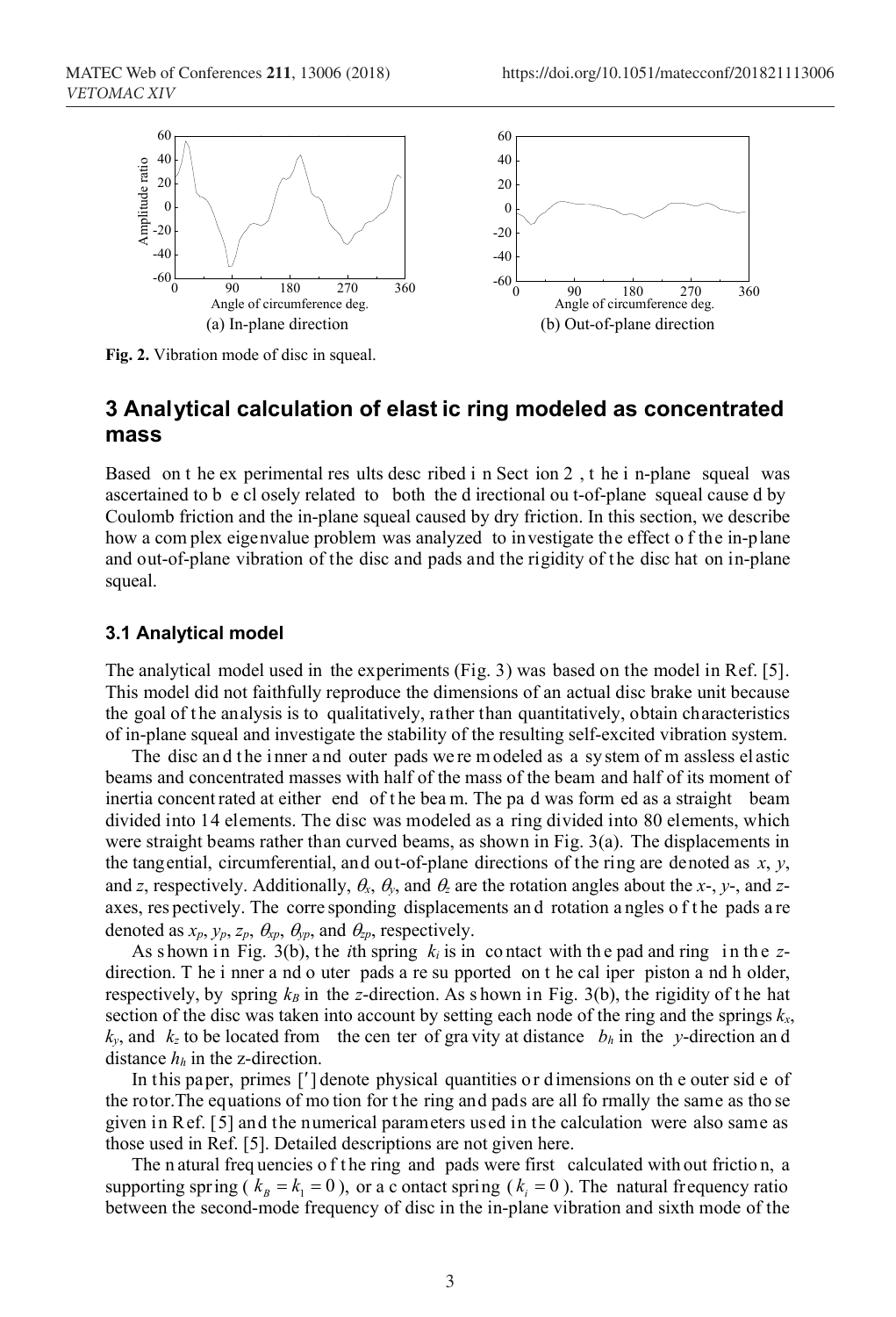(a) In-plane direction

(b) Out-of-plane direction

**Fig. 2.** Vibration mode of disc in squeal.

## 3 Analytical calculation of elastic ring modeled as concentrated mass

Based on the experimental results described in Section 2, the in-plane squeal was ascertained to be closely related to both the directional out-of-plane squeal caused by Coulomb friction and the in-plane squeal caused by dry friction. In this section, we describe how a complex eigenvalue problem was analyzed to investigate the effect of the in-plane and out-of-plane vibration of the disc and pads and the rigidity of the disc hat on in-plane squeal.

### 3.1 Analytical model

The analytical model used in the experiments (Fig. 3) was based on the model in Ref. [5]. This model did not faithfully reproduce the dimensions of an actual disc brake unit because the goal of the analysis is to qualitatively, rather than quantitatively, obtain characteristics of in-plane squeal and investigate the stability of the resulting self-excited vibration system.

The disc and the inner and outer pads were modeled as a system of massless elastic beams and concentrated masses with half of the mass of the beam and half of its moment of inertia concentrated at either end of the beam. The pad was formed as a straight beam divided into 14 elements. The disc was modeled as a ring divided into 80 elements, which were straight beams rather than curved beams, as shown in Fig. 3(a). The displacements in the tangential, circumferential, and out-of-plane directions of the ring are denoted as $x$, $y$, and $z$, respectively. Additionally, $\theta_x$, $\theta_y$, and $\theta_z$ are the rotation angles about the $x$-, $y$-, and $z$-axes, respectively. The corresponding displacements and rotation angles of the pads are denoted as $x_p$, $y_p$, $z_p$, $\theta_{xp}$, $\theta_{yp}$, and $\theta_{zp}$, respectively.

As shown in Fig. 3(b), the $i$th spring $k_i$ is in contact with the pad and ring in the $z$-direction. The inner and outer pads are supported on the caliper piston and holder, respectively, by spring $k_B$ in the $z$-direction. As shown in Fig. 3(b), the rigidity of the hat section of the disc was taken into account by setting each node of the ring and the springs $k_x$, $k_y$, and $k_z$ to be located from the center of gravity at distance $b_h$ in the $y$-direction and distance $h_h$ in the z-direction.

In this paper, primes [′] denote physical quantities or dimensions on the outer side of the rotor. The equations of motion for the ring and pads are all formally the same as those given in Ref. [5] and the numerical parameters used in the calculation were also same as those used in Ref. [5]. Detailed descriptions are not given here.

The natural frequencies of the ring and pads were first calculated without friction, a supporting spring ( $k_B = k_1 = 0$ ), or a contact spring ( $k_i = 0$ ). The natural frequency ratio between the second-mode frequency of disc in the in-plane vibration and sixth mode of the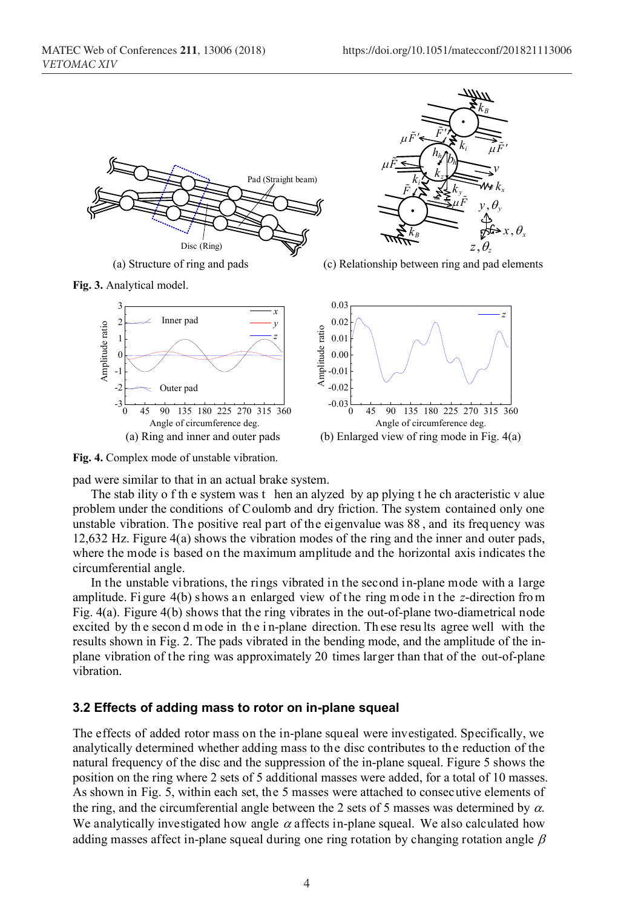(a) Structure of ring and pads

(c) Relationship between ring and pad elements

**Fig. 3.** Analytical model.

(a) Ring and inner and outer pads

(b) Enlarged view of ring mode in Fig. 4(a)

**Fig. 4.** Complex mode of unstable vibration.

pad were similar to that in an actual brake system.

The stability of the system was then analyzed by applying the characteristic value problem under the conditions of Coulomb and dry friction. The system contained only one unstable vibration. The positive real part of the eigenvalue was 88, and its frequency was 12,632 Hz. Figure 4(a) shows the vibration modes of the ring and the inner and outer pads, where the mode is based on the maximum amplitude and the horizontal axis indicates the circumferential angle.

In the unstable vibrations, the rings vibrated in the second in-plane mode with a large amplitude. Figure 4(b) shows an enlarged view of the ring mode in the *z*-direction from Fig. 4(a). Figure 4(b) shows that the ring vibrates in the out-of-plane two-diametrical node excited by the second mode in the in-plane direction. These results agree well with the results shown in Fig. 2. The pads vibrated in the bending mode, and the amplitude of the in-plane vibration of the ring was approximately 20 times larger than that of the out-of-plane vibration.

### 3.2 Effects of adding mass to rotor on in-plane squeal

The effects of added rotor mass on the in-plane squeal were investigated. Specifically, we analytically determined whether adding mass to the disc contributes to the reduction of the natural frequency of the disc and the suppression of the in-plane squeal. Figure 5 shows the position on the ring where 2 sets of 5 additional masses were added, for a total of 10 masses. As shown in Fig. 5, within each set, the 5 masses were attached to consecutive elements of the ring, and the circumferential angle between the 2 sets of 5 masses was determined by $\alpha$. We analytically investigated how angle $\alpha$ affects in-plane squeal. We also calculated how adding masses affect in-plane squeal during one ring rotation by changing rotation angle $\beta$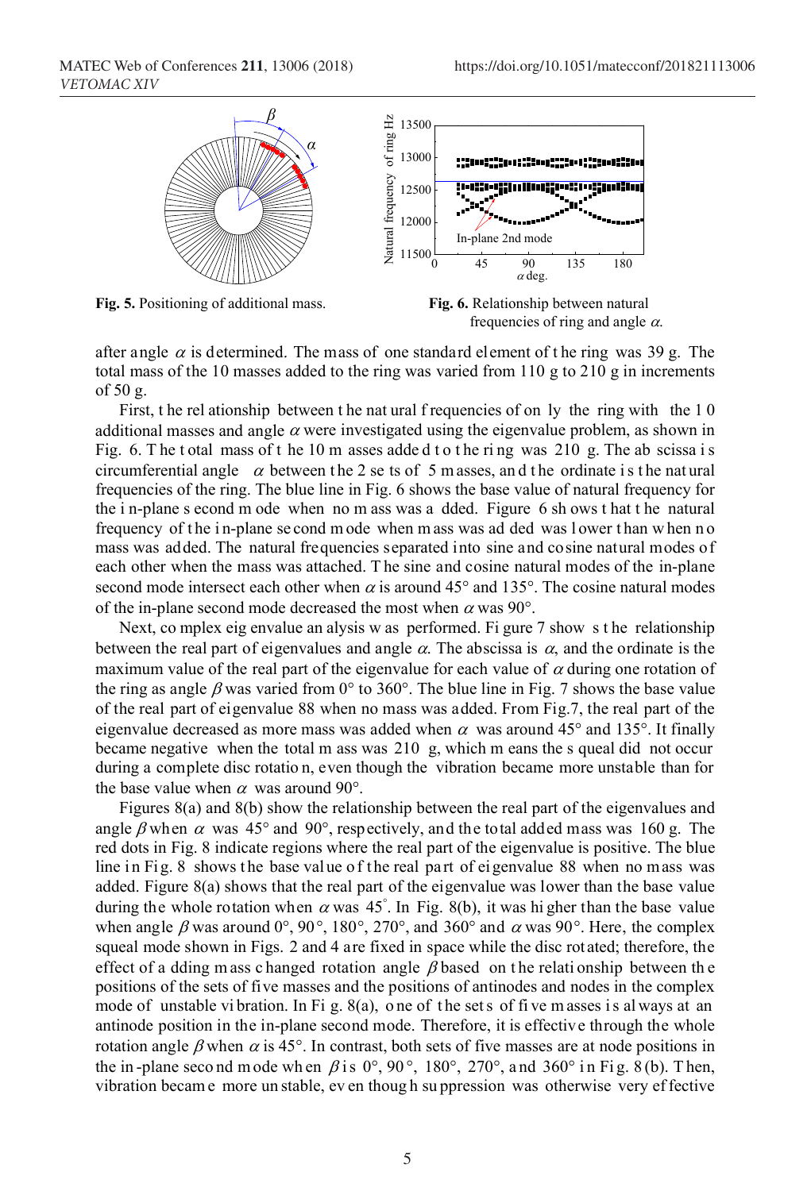**Fig. 5.** Positioning of additional mass.

**Fig. 6.** Relationship between natural frequencies of ring and angle $\alpha$.

after angle $\alpha$ is determined. The mass of one standard element of the ring was 39 g. The total mass of the 10 masses added to the ring was varied from 110 g to 210 g in increments of 50 g.

First, the relationship between the natural frequencies of only the ring with the 10 additional masses and angle $\alpha$ were investigated using the eigenvalue problem, as shown in Fig. 6. The total mass of the 10 masses added to the ring was 210 g. The abscissa is circumferential angle $\alpha$ between the 2 sets of 5 masses, and the ordinate is the natural frequencies of the ring. The blue line in Fig. 6 shows the base value of natural frequency for the in-plane second mode when no mass was added. Figure 6 shows that the natural frequency of the in-plane second mode when mass was added was lower than when no mass was added. The natural frequencies separated into sine and cosine natural modes of each other when the mass was attached. The sine and cosine natural modes of the in-plane second mode intersect each other when $\alpha$ is around 45° and 135°. The cosine natural modes of the in-plane second mode decreased the most when $\alpha$ was 90°.

Next, complex eigenvalue analysis was performed. Figure 7 shows the relationship between the real part of eigenvalues and angle $\alpha$. The abscissa is $\alpha$, and the ordinate is the maximum value of the real part of the eigenvalue for each value of $\alpha$ during one rotation of the ring as angle $\beta$ was varied from 0° to 360°. The blue line in Fig. 7 shows the base value of the real part of eigenvalue 88 when no mass was added. From Fig.7, the real part of the eigenvalue decreased as more mass was added when $\alpha$ was around 45° and 135°. It finally became negative when the total mass was 210 g, which means the squeal did not occur during a complete disc rotation, even though the vibration became more unstable than for the base value when $\alpha$ was around 90°.

Figures 8(a) and 8(b) show the relationship between the real part of the eigenvalues and angle $\beta$ when $\alpha$ was 45° and 90°, respectively, and the total added mass was 160 g. The red dots in Fig. 8 indicate regions where the real part of the eigenvalue is positive. The blue line in Fig. 8 shows the base value of the real part of eigenvalue 88 when no mass was added. Figure 8(a) shows that the real part of the eigenvalue was lower than the base value during the whole rotation when $\alpha$ was 45°. In Fig. 8(b), it was higher than the base value when angle $\beta$ was around 0°, 90°, 180°, 270°, and 360° and $\alpha$ was 90°. Here, the complex squeal mode shown in Figs. 2 and 4 are fixed in space while the disc rotated; therefore, the effect of adding mass changed rotation angle $\beta$ based on the relationship between the positions of the sets of five masses and the positions of antinodes and nodes in the complex mode of unstable vibration. In Fig. 8(a), one of the sets of five masses is always at an antinode position in the in-plane second mode. Therefore, it is effective through the whole rotation angle $\beta$ when $\alpha$ is 45°. In contrast, both sets of five masses are at node positions in the in-plane second mode when $\beta$ is 0°, 90°, 180°, 270°, and 360° in Fig. 8(b). Then, vibration became more unstable, even though suppression was otherwise very effective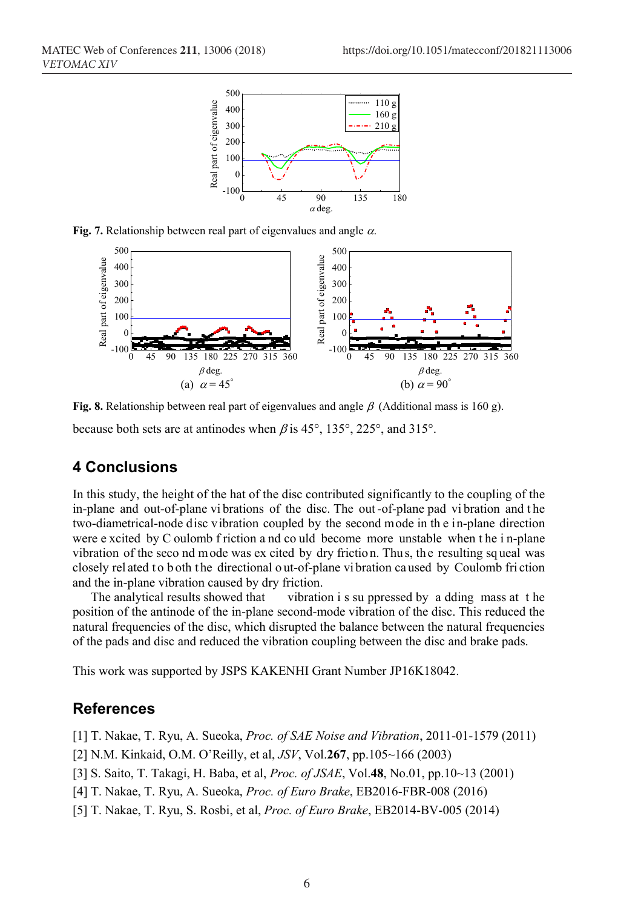500
400
300
200
100
0
-100
Real part of eigenvalue
0 45 90 135 180
$\alpha$ deg.
110 g
160 g
210 g

**Fig. 7.** Relationship between real part of eigenvalues and angle $\alpha$.

500
400
300
200
100
0
-100
Real part of eigenvalue
0 45 90 135 180 225 270 315 360
$\beta$ deg.
(a) $\alpha = 45^{\circ}$

500
400
300
200
100
0
-100
Real part of eigenvalue
0 45 90 135 180 225 270 315 360
$\beta$ deg.
(b) $\alpha = 90^{\circ}$

**Fig. 8.** Relationship between real part of eigenvalues and angle $\beta$ (Additional mass is 160 g).

because both sets are at antinodes when $\beta$ is 45°, 135°, 225°, and 315°.

## 4 Conclusions

In this study, the height of the hat of the disc contributed significantly to the coupling of the in-plane and out-of-plane vibrations of the disc. The out-of-plane pad vibration and the two-diametrical-node disc vibration coupled by the second mode in the in-plane direction were excited by Coulomb friction and could become more unstable when the in-plane vibration of the second mode was excited by dry friction. Thus, the resulting squeal was closely related to both the directional out-of-plane vibration caused by Coulomb friction and the in-plane vibration caused by dry friction.

The analytical results showed that vibration is suppressed by adding mass at the position of the antinode of the in-plane second-mode vibration of the disc. This reduced the natural frequencies of the disc, which disrupted the balance between the natural frequencies of the pads and disc and reduced the vibration coupling between the disc and brake pads.

This work was supported by JSPS KAKENHI Grant Number JP16K18042.

## References

[1] T. Nakae, T. Ryu, A. Sueoka, *Proc. of SAE Noise and Vibration*, 2011-01-1579 (2011)

[2] N.M. Kinkaid, O.M. O'Reilly, et al, *JSV*, Vol.**267**, pp.105~166 (2003)

[3] S. Saito, T. Takagi, H. Baba, et al, *Proc. of JSAE*, Vol.**48**, No.01, pp.10~13 (2001)

[4] T. Nakae, T. Ryu, A. Sueoka, *Proc. of Euro Brake*, EB2016-FBR-008 (2016)

[5] T. Nakae, T. Ryu, S. Rosbi, et al, *Proc. of Euro Brake*, EB2014-BV-005 (2014)